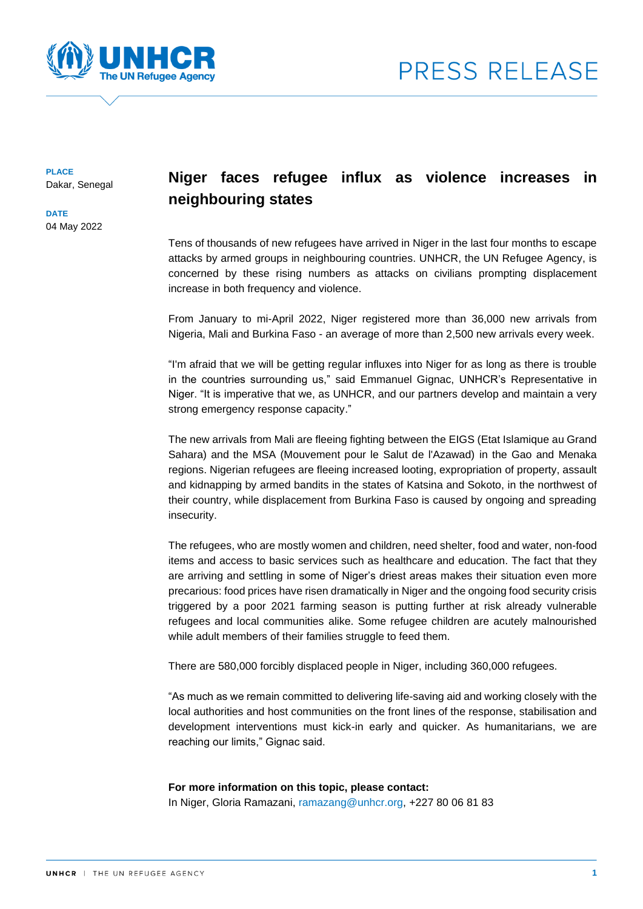PRESS RELEASE

**PLACE**
Dakar, Senegal

**DATE**
04 May 2022

# Niger faces refugee influx as violence increases in neighbouring states

Tens of thousands of new refugees have arrived in Niger in the last four months to escape attacks by armed groups in neighbouring countries. UNHCR, the UN Refugee Agency, is concerned by these rising numbers as attacks on civilians prompting displacement increase in both frequency and violence.

From January to mi-April 2022, Niger registered more than 36,000 new arrivals from Nigeria, Mali and Burkina Faso - an average of more than 2,500 new arrivals every week.

"I'm afraid that we will be getting regular influxes into Niger for as long as there is trouble in the countries surrounding us," said Emmanuel Gignac, UNHCR's Representative in Niger. "It is imperative that we, as UNHCR, and our partners develop and maintain a very strong emergency response capacity."

The new arrivals from Mali are fleeing fighting between the EIGS (Etat Islamique au Grand Sahara) and the MSA (Mouvement pour le Salut de l'Azawad) in the Gao and Menaka regions. Nigerian refugees are fleeing increased looting, expropriation of property, assault and kidnapping by armed bandits in the states of Katsina and Sokoto, in the northwest of their country, while displacement from Burkina Faso is caused by ongoing and spreading insecurity.

The refugees, who are mostly women and children, need shelter, food and water, non-food items and access to basic services such as healthcare and education. The fact that they are arriving and settling in some of Niger's driest areas makes their situation even more precarious: food prices have risen dramatically in Niger and the ongoing food security crisis triggered by a poor 2021 farming season is putting further at risk already vulnerable refugees and local communities alike. Some refugee children are acutely malnourished while adult members of their families struggle to feed them.

There are 580,000 forcibly displaced people in Niger, including 360,000 refugees.

"As much as we remain committed to delivering life-saving aid and working closely with the local authorities and host communities on the front lines of the response, stabilisation and development interventions must kick-in early and quicker. As humanitarians, we are reaching our limits," Gignac said.

**For more information on this topic, please contact:**
In Niger, Gloria Ramazani, ramazang@unhcr.org, +227 80 06 81 83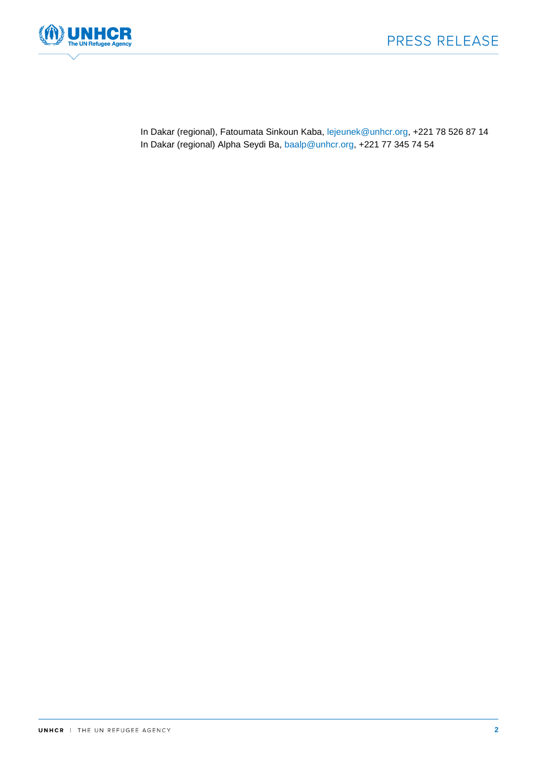In Dakar (regional), Fatoumata Sinkoun Kaba, lejeunek@unhcr.org, +221 78 526 87 14
In Dakar (regional) Alpha Seydi Ba, baalp@unhcr.org, +221 77 345 74 54